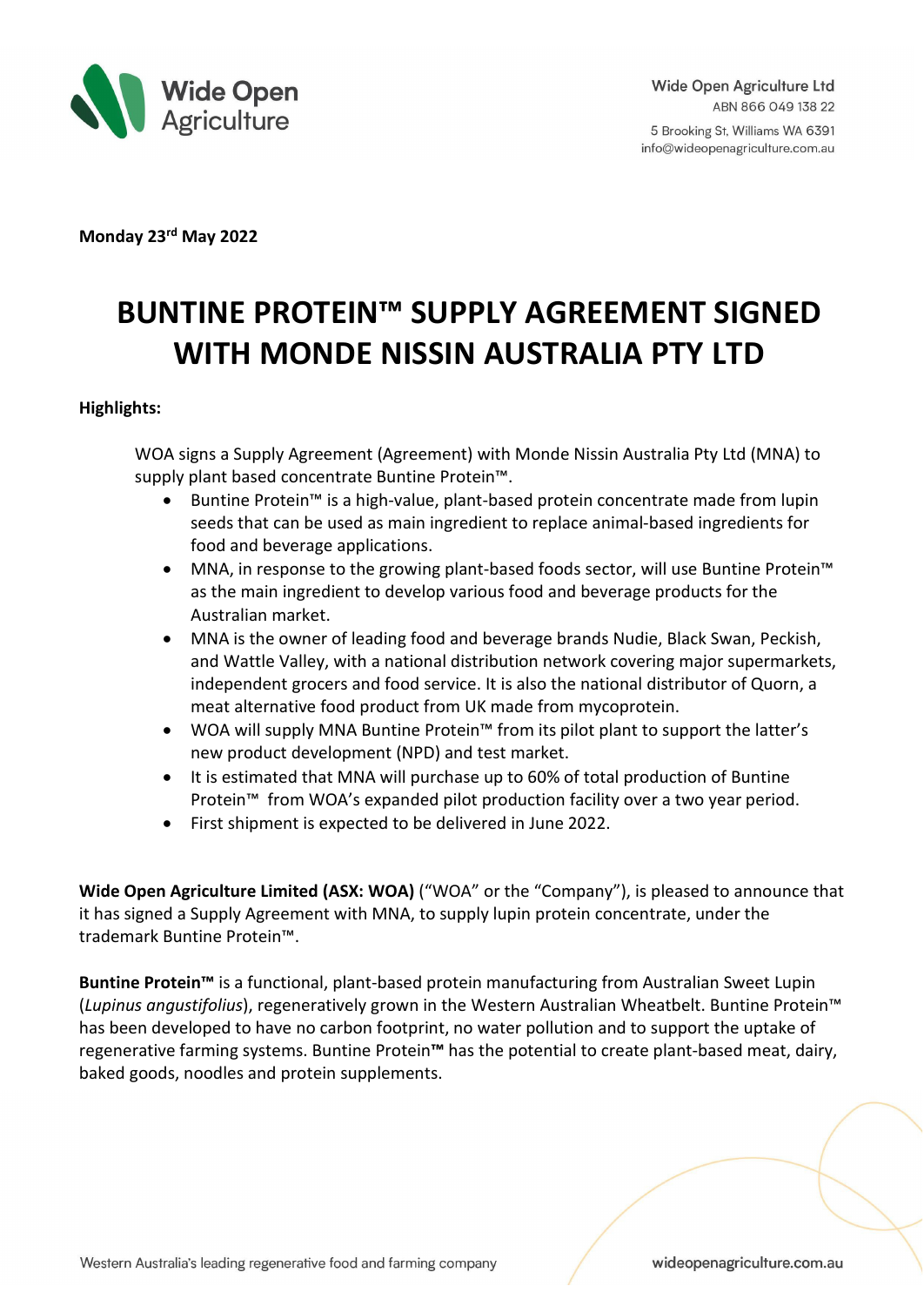Wide Open Agriculture Ltd
ABN 866 049 138 22
5 Brooking St, Williams WA 6391
info@wideopenagriculture.com.au

**Monday 23rd May 2022**

# BUNTINE PROTEIN™ SUPPLY AGREEMENT SIGNED WITH MONDE NISSIN AUSTRALIA PTY LTD

**Highlights:**

WOA signs a Supply Agreement (Agreement) with Monde Nissin Australia Pty Ltd (MNA) to supply plant based concentrate Buntine Protein™.

- Buntine Protein™ is a high-value, plant-based protein concentrate made from lupin seeds that can be used as main ingredient to replace animal-based ingredients for food and beverage applications.
- MNA, in response to the growing plant-based foods sector, will use Buntine Protein™ as the main ingredient to develop various food and beverage products for the Australian market.
- MNA is the owner of leading food and beverage brands Nudie, Black Swan, Peckish, and Wattle Valley, with a national distribution network covering major supermarkets, independent grocers and food service. It is also the national distributor of Quorn, a meat alternative food product from UK made from mycoprotein.
- WOA will supply MNA Buntine Protein™ from its pilot plant to support the latter's new product development (NPD) and test market.
- It is estimated that MNA will purchase up to 60% of total production of Buntine Protein™ from WOA's expanded pilot production facility over a two year period.
- First shipment is expected to be delivered in June 2022.

**Wide Open Agriculture Limited (ASX: WOA)** ("WOA" or the "Company"), is pleased to announce that it has signed a Supply Agreement with MNA, to supply lupin protein concentrate, under the trademark Buntine Protein™.

**Buntine Protein™** is a functional, plant-based protein manufacturing from Australian Sweet Lupin (*Lupinus angustifolius*), regeneratively grown in the Western Australian Wheatbelt. Buntine Protein™ has been developed to have no carbon footprint, no water pollution and to support the uptake of regenerative farming systems. Buntine Protein**™** has the potential to create plant-based meat, dairy, baked goods, noodles and protein supplements.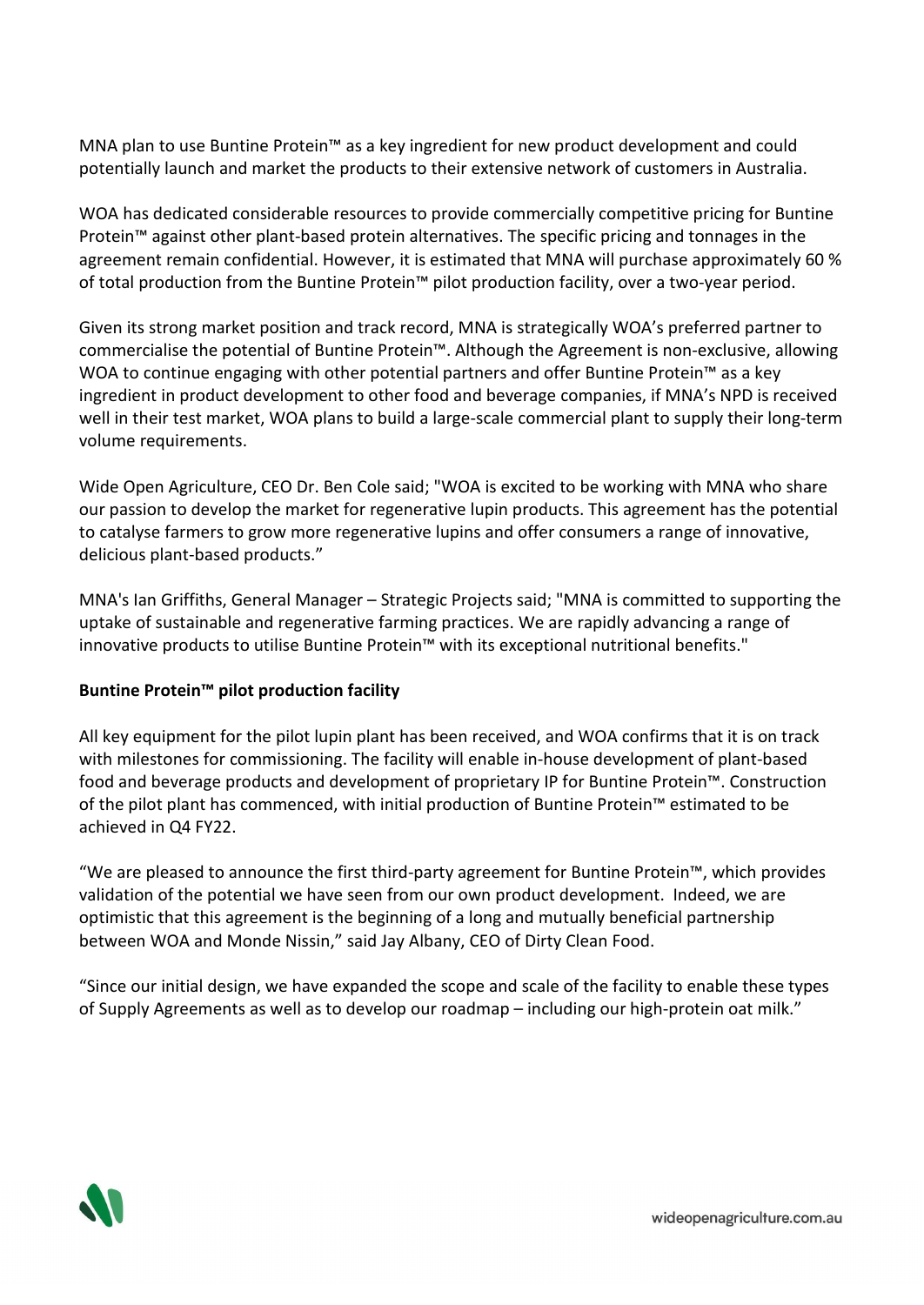MNA plan to use Buntine Protein™ as a key ingredient for new product development and could potentially launch and market the products to their extensive network of customers in Australia.

WOA has dedicated considerable resources to provide commercially competitive pricing for Buntine Protein™ against other plant-based protein alternatives. The specific pricing and tonnages in the agreement remain confidential. However, it is estimated that MNA will purchase approximately 60 % of total production from the Buntine Protein™ pilot production facility, over a two-year period.

Given its strong market position and track record, MNA is strategically WOA's preferred partner to commercialise the potential of Buntine Protein™. Although the Agreement is non-exclusive, allowing WOA to continue engaging with other potential partners and offer Buntine Protein™ as a key ingredient in product development to other food and beverage companies, if MNA's NPD is received well in their test market, WOA plans to build a large-scale commercial plant to supply their long-term volume requirements.

Wide Open Agriculture, CEO Dr. Ben Cole said; "WOA is excited to be working with MNA who share our passion to develop the market for regenerative lupin products. This agreement has the potential to catalyse farmers to grow more regenerative lupins and offer consumers a range of innovative, delicious plant-based products."

MNA's Ian Griffiths, General Manager – Strategic Projects said; "MNA is committed to supporting the uptake of sustainable and regenerative farming practices. We are rapidly advancing a range of innovative products to utilise Buntine Protein™ with its exceptional nutritional benefits."

**Buntine Protein™ pilot production facility**

All key equipment for the pilot lupin plant has been received, and WOA confirms that it is on track with milestones for commissioning. The facility will enable in-house development of plant-based food and beverage products and development of proprietary IP for Buntine Protein™. Construction of the pilot plant has commenced, with initial production of Buntine Protein™ estimated to be achieved in Q4 FY22.

"We are pleased to announce the first third-party agreement for Buntine Protein™, which provides validation of the potential we have seen from our own product development. Indeed, we are optimistic that this agreement is the beginning of a long and mutually beneficial partnership between WOA and Monde Nissin," said Jay Albany, CEO of Dirty Clean Food.

"Since our initial design, we have expanded the scope and scale of the facility to enable these types of Supply Agreements as well as to develop our roadmap – including our high-protein oat milk."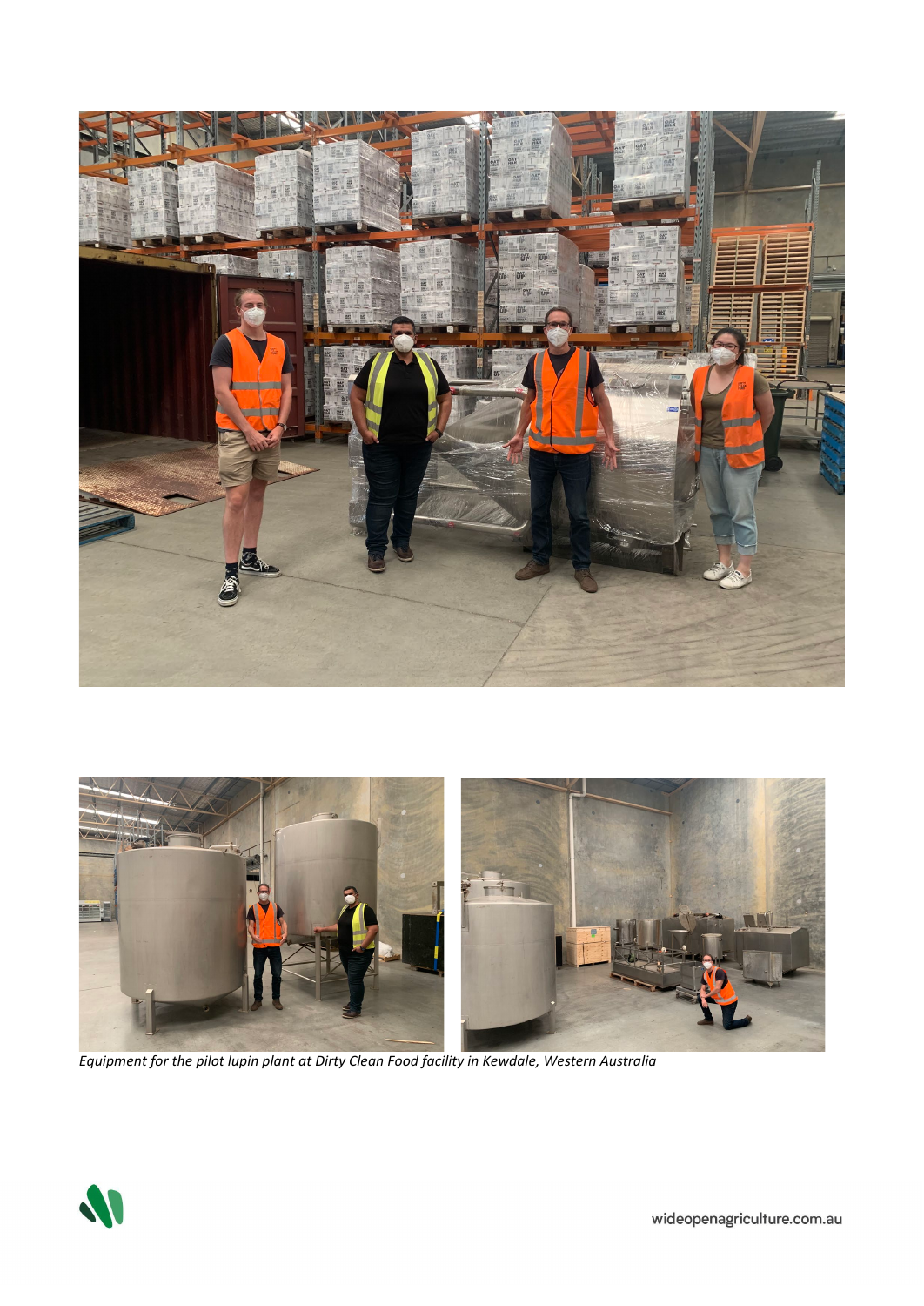*Equipment for the pilot lupin plant at Dirty Clean Food facility in Kewdale, Western Australia*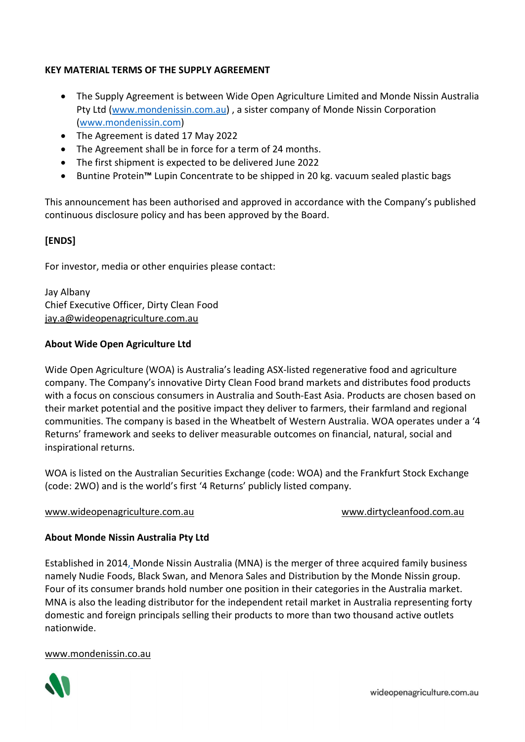**KEY MATERIAL TERMS OF THE SUPPLY AGREEMENT**

- The Supply Agreement is between Wide Open Agriculture Limited and Monde Nissin Australia Pty Ltd (www.mondenissin.com.au) , a sister company of Monde Nissin Corporation (www.mondenissin.com)
- The Agreement is dated 17 May 2022
- The Agreement shall be in force for a term of 24 months.
- The first shipment is expected to be delivered June 2022
- Buntine Protein™ Lupin Concentrate to be shipped in 20 kg. vacuum sealed plastic bags

This announcement has been authorised and approved in accordance with the Company's published continuous disclosure policy and has been approved by the Board.

**[ENDS]**

For investor, media or other enquiries please contact:

Jay Albany
Chief Executive Officer, Dirty Clean Food
jay.a@wideopenagriculture.com.au

**About Wide Open Agriculture Ltd**

Wide Open Agriculture (WOA) is Australia's leading ASX-listed regenerative food and agriculture company. The Company's innovative Dirty Clean Food brand markets and distributes food products with a focus on conscious consumers in Australia and South-East Asia. Products are chosen based on their market potential and the positive impact they deliver to farmers, their farmland and regional communities. The company is based in the Wheatbelt of Western Australia. WOA operates under a '4 Returns' framework and seeks to deliver measurable outcomes on financial, natural, social and inspirational returns.

WOA is listed on the Australian Securities Exchange (code: WOA) and the Frankfurt Stock Exchange (code: 2WO) and is the world's first '4 Returns' publicly listed company.

www.wideopenagriculture.com.au www.dirtycleanfood.com.au

**About Monde Nissin Australia Pty Ltd**

Established in 2014, Monde Nissin Australia (MNA) is the merger of three acquired family business namely Nudie Foods, Black Swan, and Menora Sales and Distribution by the Monde Nissin group. Four of its consumer brands hold number one position in their categories in the Australia market. MNA is also the leading distributor for the independent retail market in Australia representing forty domestic and foreign principals selling their products to more than two thousand active outlets nationwide.

www.mondenissin.co.au